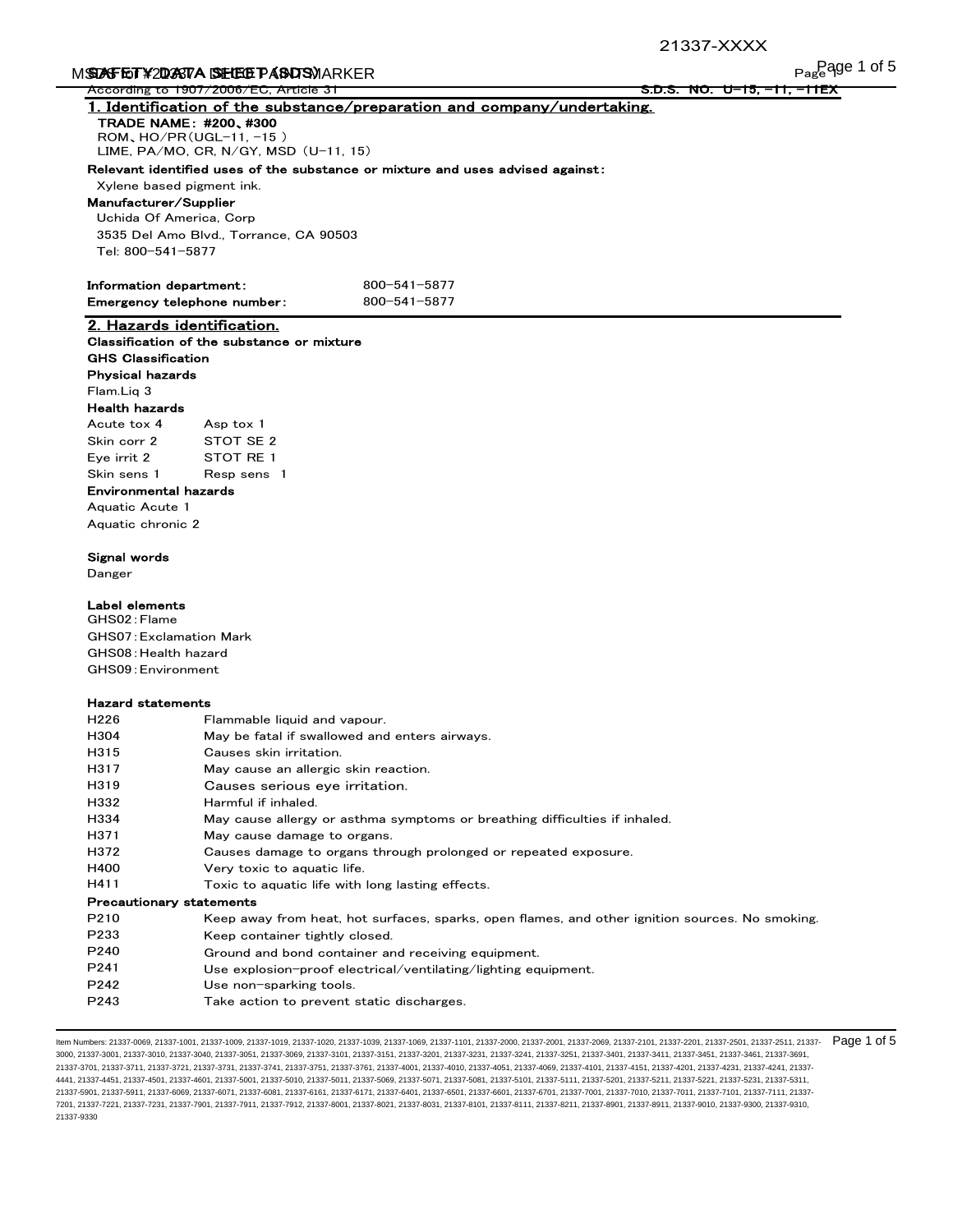According to 1907/2006/EC, Article 31 — S.D.S. NO. U-15, -11, -11EX

## 1. Identification of the substance/preparation and company/undertaking.

**TRADE NAME: #200、#300**
ROM、HO/PR(UGL-11, -15 )
LIME, PA/MO, CR, N/GY, MSD (U-11, 15)

**Relevant identified uses of the substance or mixture and uses advised against:**
Xylene based pigment ink.

**Manufacturer/Supplier**
Uchida Of America, Corp
3535 Del Amo Blvd., Torrance, CA 90503
Tel: 800-541-5877

**Information department:** 800-541-5877
**Emergency telephone number:** 800-541-5877

## 2. Hazards identification.

**Classification of the substance or mixture**

**GHS Classification**

**Physical hazards**
Flam.Liq 3

**Health hazards**

| | |
|---|---|
| Acute tox 4 | Asp tox 1 |
| Skin corr 2 | STOT SE 2 |
| Eye irrit 2 | STOT RE 1 |
| Skin sens 1 | Resp sens 1 |

**Environmental hazards**
Aquatic Acute 1
Aquatic chronic 2

**Signal words**
Danger

**Label elements**
GHS02:Flame
GHS07:Exclamation Mark
GHS08:Health hazard
GHS09:Environment

**Hazard statements**

| | |
|---|---|
| H226 | Flammable liquid and vapour. |
| H304 | May be fatal if swallowed and enters airways. |
| H315 | Causes skin irritation. |
| H317 | May cause an allergic skin reaction. |
| H319 | Causes serious eye irritation. |
| H332 | Harmful if inhaled. |
| H334 | May cause allergy or asthma symptoms or breathing difficulties if inhaled. |
| H371 | May cause damage to organs. |
| H372 | Causes damage to organs through prolonged or repeated exposure. |
| H400 | Very toxic to aquatic life. |
| H411 | Toxic to aquatic life with long lasting effects. |

**Precautionary statements**

| | |
|---|---|
| P210 | Keep away from heat, hot surfaces, sparks, open flames, and other ignition sources. No smoking. |
| P233 | Keep container tightly closed. |
| P240 | Ground and bond container and receiving equipment. |
| P241 | Use explosion-proof electrical/ventilating/lighting equipment. |
| P242 | Use non-sparking tools. |
| P243 | Take action to prevent static discharges. |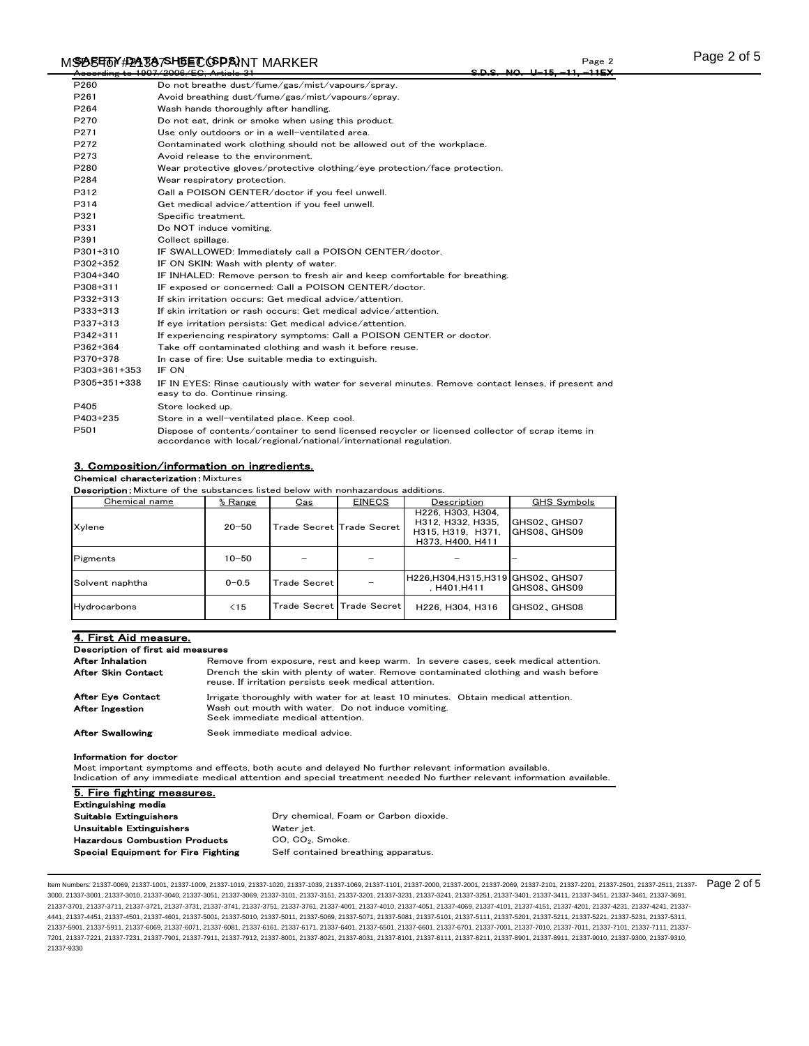| | |
|---|---|
| P260 | Do not breathe dust/fume/gas/mist/vapours/spray. |
| P261 | Avoid breathing dust/fume/gas/mist/vapours/spray. |
| P264 | Wash hands thoroughly after handling. |
| P270 | Do not eat, drink or smoke when using this product. |
| P271 | Use only outdoors or in a well-ventilated area. |
| P272 | Contaminated work clothing should not be allowed out of the workplace. |
| P273 | Avoid release to the environment. |
| P280 | Wear protective gloves/protective clothing/eye protection/face protection. |
| P284 | Wear respiratory protection. |
| P312 | Call a POISON CENTER/doctor if you feel unwell. |
| P314 | Get medical advice/attention if you feel unwell. |
| P321 | Specific treatment. |
| P331 | Do NOT induce vomiting. |
| P391 | Collect spillage. |
| P301+310 | IF SWALLOWED: Immediately call a POISON CENTER/doctor. |
| P302+352 | IF ON SKIN: Wash with plenty of water. |
| P304+340 | IF INHALED: Remove person to fresh air and keep comfortable for breathing. |
| P308+311 | IF exposed or concerned: Call a POISON CENTER/doctor. |
| P332+313 | If skin irritation occurs: Get medical advice/attention. |
| P333+313 | If skin irritation or rash occurs: Get medical advice/attention. |
| P337+313 | If eye irritation persists: Get medical advice/attention. |
| P342+311 | If experiencing respiratory symptoms: Call a POISON CENTER or doctor. |
| P362+364 | Take off contaminated clothing and wash it before reuse. |
| P370+378 | In case of fire: Use suitable media to extinguish. |
| P303+361+353 | IF ON |
| P305+351+338 | IF IN EYES: Rinse cautiously with water for several minutes. Remove contact lenses, if present and easy to do. Continue rinsing. |
| P405 | Store locked up. |
| P403+235 | Store in a well-ventilated place. Keep cool. |
| P501 | Dispose of contents/container to send licensed recycler or licensed collector of scrap items in accordance with local/regional/national/international regulation. |

## 3. Composition/information on ingredients.

**Chemical characterization:** Mixtures

**Description:** Mixture of the substances listed below with nonhazardous additions.

| Chemical name | % Range | Cas | EINECS | Description | GHS Symbols |
|---|---|---|---|---|---|
| Xylene | 20–50 | Trade Secret | Trade Secret | H226, H303, H304, H312, H332, H335, H315, H319, H371, H373, H400, H411 | GHS02、GHS07 GHS08、GHS09 |
| Pigments | 10–50 | – | – | – | – |
| Solvent naphtha | 0–0.5 | Trade Secret | – | H226,H304,H315,H319 , H401,H411 | GHS02、GHS07 GHS08、GHS09 |
| Hydrocarbons | <15 | Trade Secret | Trade Secret | H226, H304, H316 | GHS02、GHS08 |

## 4. First Aid measure.

**Description of first aid measures**

| | |
|---|---|
| **After Inhalation** | Remove from exposure, rest and keep warm. In severe cases, seek medical attention. |
| **After Skin Contact** | Drench the skin with plenty of water. Remove contaminated clothing and wash before reuse. If irritation persists seek medical attention. |
| **After Eye Contact** | Irrigate thoroughly with water for at least 10 minutes. Obtain medical attention. |
| **After Ingestion** | Wash out mouth with water. Do not induce vomiting. Seek immediate medical attention. |
| **After Swallowing** | Seek immediate medical advice. |

**Information for doctor**

Most important symptoms and effects, both acute and delayed No further relevant information available.
Indication of any immediate medical attention and special treatment needed No further relevant information available.

## 5. Fire fighting measures.

**Extinguishing media**

| | |
|---|---|
| **Suitable Extinguishers** | Dry chemical, Foam or Carbon dioxide. |
| **Unsuitable Extinguishers** | Water jet. |
| **Hazardous Combustion Products** | CO, $CO_2$, Smoke. |
| **Special Equipment for Fire Fighting** | Self contained breathing apparatus. |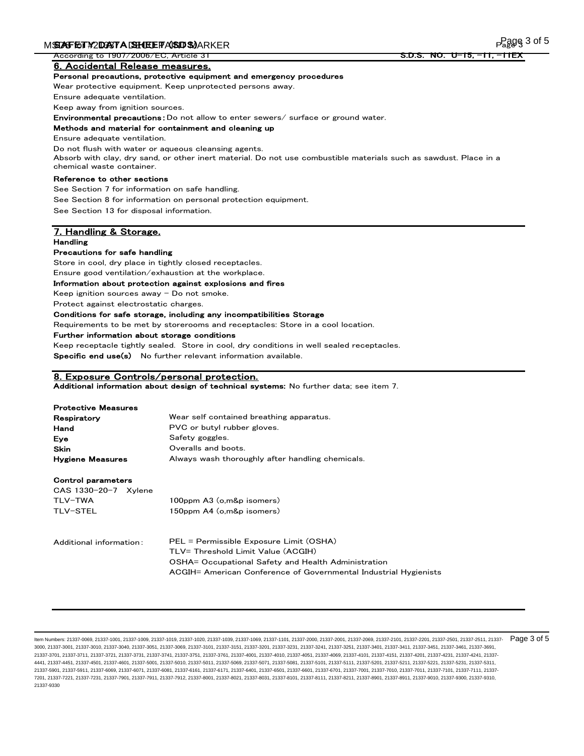According to 1907/2006/EC, Article 31 — S.D.S. NO. U-15, -11, -11EX

## 6. Accidental Release measures.

**Personal precautions, protective equipment and emergency procedures**

Wear protective equipment. Keep unprotected persons away.

Ensure adequate ventilation.

Keep away from ignition sources.

**Environmental precautions:** Do not allow to enter sewers/ surface or ground water.

**Methods and material for containment and cleaning up**

Ensure adequate ventilation.

Do not flush with water or aqueous cleansing agents.

Absorb with clay, dry sand, or other inert material. Do not use combustible materials such as sawdust. Place in a chemical waste container.

**Reference to other sections**

See Section 7 for information on safe handling.

See Section 8 for information on personal protection equipment.

See Section 13 for disposal information.

## 7. Handling & Storage.

**Handling**

**Precautions for safe handling**

Store in cool, dry place in tightly closed receptacles.

Ensure good ventilation/exhaustion at the workplace.

**Information about protection against explosions and fires**

Keep ignition sources away - Do not smoke.

Protect against electrostatic charges.

**Conditions for safe storage, including any incompatibilities Storage**

Requirements to be met by storerooms and receptacles: Store in a cool location.

**Further information about storage conditions**

Keep receptacle tightly sealed. Store in cool, dry conditions in well sealed receptacles.

**Specific end use(s)** No further relevant information available.

## 8. Exposure Controls/personal protection.

**Additional information about design of technical systems:** No further data; see item 7.

**Protective Measures**

| | |
|---|---|
| **Respiratory** | Wear self contained breathing apparatus. |
| **Hand** | PVC or butyl rubber gloves. |
| **Eye** | Safety goggles. |
| **Skin** | Overalls and boots. |
| **Hygiene Measures** | Always wash thoroughly after handling chemicals. |

**Control parameters**

CAS 1330-20-7 Xylene

| | |
|---|---|
| TLV-TWA | 100ppm A3 (o,m&p isomers) |
| TLV-STEL | 150ppm A4 (o,m&p isomers) |

Additional information:

PEL = Permissible Exposure Limit (OSHA)
TLV= Threshold Limit Value (ACGIH)
OSHA= Occupational Safety and Health Administration
ACGIH= American Conference of Governmental Industrial Hygienists

Item Numbers: 21337-0069, 21337-1001, 21337-1009, 21337-1019, 21337-1020, 21337-1039, 21337-1069, 21337-1101, 21337-2000, 21337-2001, 21337-2069, 21337-2101, 21337-2201, 21337-2501, 21337-2511, 21337-3000, 21337-3001, 21337-3010, 21337-3040, 21337-3051, 21337-3069, 21337-3101, 21337-3151, 21337-3201, 21337-3231, 21337-3241, 21337-3251, 21337-3401, 21337-3411, 21337-3451, 21337-3461, 21337-3691, 21337-3701, 21337-3711, 21337-3721, 21337-3731, 21337-3741, 21337-3751, 21337-3761, 21337-4001, 21337-4010, 21337-4051, 21337-4069, 21337-4101, 21337-4151, 21337-4201, 21337-4231, 21337-4241, 21337-4441, 21337-4451, 21337-4501, 21337-4601, 21337-5001, 21337-5010, 21337-5011, 21337-5069, 21337-5071, 21337-5081, 21337-5101, 21337-5111, 21337-5201, 21337-5211, 21337-5221, 21337-5231, 21337-5311, 21337-5901, 21337-5911, 21337-6069, 21337-6071, 21337-6081, 21337-6161, 21337-6171, 21337-6401, 21337-6501, 21337-6601, 21337-6701, 21337-7001, 21337-7010, 21337-7011, 21337-7101, 21337-7111, 21337-7201, 21337-7221, 21337-7231, 21337-7901, 21337-7911, 21337-7912, 21337-8001, 21337-8021, 21337-8031, 21337-8101, 21337-8111, 21337-8211, 21337-8901, 21337-8911, 21337-9010, 21337-9300, 21337-9310, 21337-9330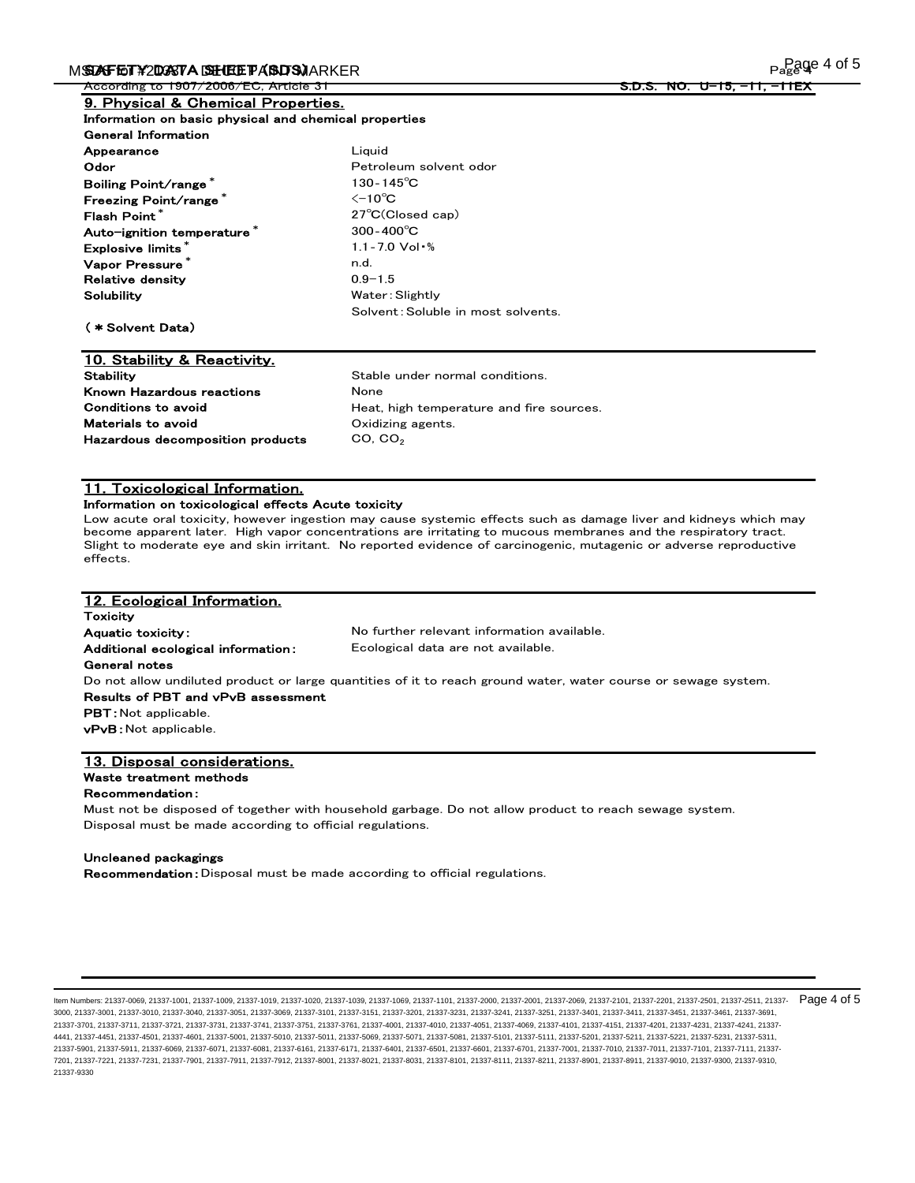According to 1907/2006/EC, Article 31

S.D.S. NO. U-15, -11, -11EX

## 9. Physical & Chemical Properties.

**Information on basic physical and chemical properties**

**General Information**

| | |
|---|---|
| **Appearance** | Liquid |
| **Odor** | Petroleum solvent odor |
| **Boiling Point/range*** | 130-145℃ |
| **Freezing Point/range*** | <-10℃ |
| **Flash Point*** | 27℃(Closed cap) |
| **Auto-ignition temperature*** | 300-400℃ |
| **Explosive limits*** | 1.1-7.0 Vol・% |
| **Vapor Pressure*** | n.d. |
| **Relative density** | 0.9-1.5 |
| **Solubility** | Water：Slightly<br>Solvent：Soluble in most solvents. |

**(＊Solvent Data)**

## 10. Stability & Reactivity.

| | |
|---|---|
| **Stability** | Stable under normal conditions. |
| **Known Hazardous reactions** | None |
| **Conditions to avoid** | Heat, high temperature and fire sources. |
| **Materials to avoid** | Oxidizing agents. |
| **Hazardous decomposition products** | CO, $CO_2$ |

## 11. Toxicological Information.

**Information on toxicological effects Acute toxicity**

Low acute oral toxicity, however ingestion may cause systemic effects such as damage liver and kidneys which may become apparent later. High vapor concentrations are irritating to mucous membranes and the respiratory tract. Slight to moderate eye and skin irritant. No reported evidence of carcinogenic, mutagenic or adverse reproductive effects.

## 12. Ecological Information.

**Toxicity**

| | |
|---|---|
| **Aquatic toxicity：** | No further relevant information available. |
| **Additional ecological information：** | Ecological data are not available. |

**General notes**

Do not allow undiluted product or large quantities of it to reach ground water, water course or sewage system.

**Results of PBT and vPvB assessment**

**PBT：**Not applicable.

**vPvB：**Not applicable.

## 13. Disposal considerations.

**Waste treatment methods**

**Recommendation：**

Must not be disposed of together with household garbage. Do not allow product to reach sewage system.
Disposal must be made according to official regulations.

**Uncleaned packagings**

**Recommendation：**Disposal must be made according to official regulations.

Item Numbers: 21337-0069, 21337-1001, 21337-1009, 21337-1019, 21337-1020, 21337-1039, 21337-1069, 21337-1101, 21337-2000, 21337-2001, 21337-2069, 21337-2101, 21337-2201, 21337-2501, 21337-2511, 21337-3000, 21337-3001, 21337-3010, 21337-3040, 21337-3051, 21337-3069, 21337-3101, 21337-3151, 21337-3201, 21337-3231, 21337-3241, 21337-3251, 21337-3401, 21337-3411, 21337-3451, 21337-3461, 21337-3691, 21337-3701, 21337-3711, 21337-3721, 21337-3731, 21337-3741, 21337-3751, 21337-3761, 21337-4001, 21337-4010, 21337-4051, 21337-4069, 21337-4101, 21337-4151, 21337-4201, 21337-4231, 21337-4241, 21337-4441, 21337-4451, 21337-4501, 21337-4601, 21337-5001, 21337-5010, 21337-5011, 21337-5069, 21337-5071, 21337-5081, 21337-5101, 21337-5111, 21337-5201, 21337-5211, 21337-5221, 21337-5231, 21337-5311, 21337-5901, 21337-5911, 21337-6069, 21337-6071, 21337-6081, 21337-6161, 21337-6171, 21337-6401, 21337-6501, 21337-6601, 21337-6701, 21337-7001, 21337-7010, 21337-7011, 21337-7101, 21337-7111, 21337-7201, 21337-7221, 21337-7231, 21337-7901, 21337-7911, 21337-7912, 21337-8001, 21337-8021, 21337-8031, 21337-8101, 21337-8111, 21337-8211, 21337-8901, 21337-8911, 21337-9010, 21337-9300, 21337-9310, 21337-9330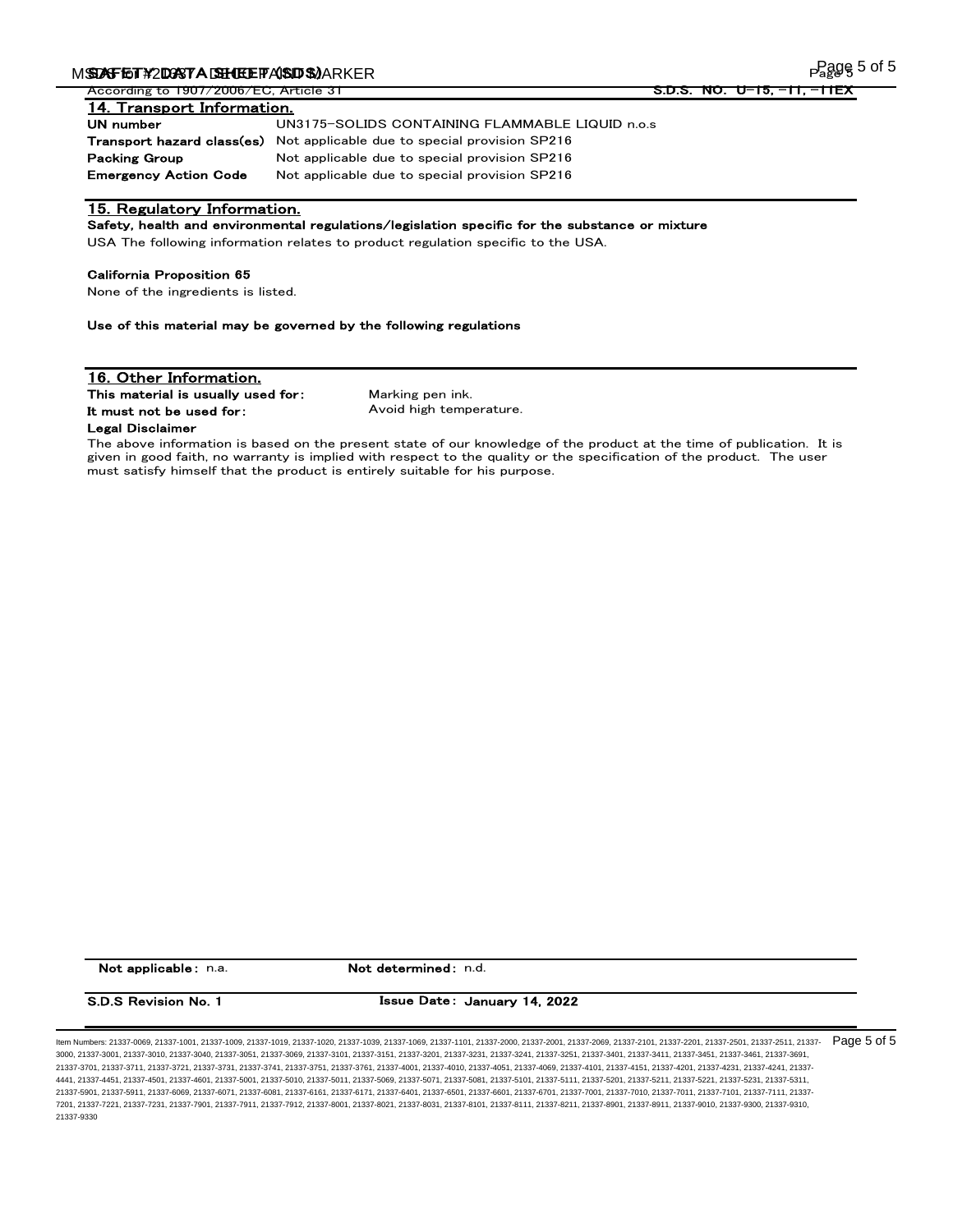## 14. Transport Information.

| | |
|---|---|
| **UN number** | UN3175-SOLIDS CONTAINING FLAMMABLE LIQUID n.o.s |
| **Transport hazard class(es)** | Not applicable due to special provision SP216 |
| **Packing Group** | Not applicable due to special provision SP216 |
| **Emergency Action Code** | Not applicable due to special provision SP216 |

## 15. Regulatory Information.

**Safety, health and environmental regulations/legislation specific for the substance or mixture**

USA The following information relates to product regulation specific to the USA.

**California Proposition 65**

None of the ingredients is listed.

**Use of this material may be governed by the following regulations**

## 16. Other Information.

**This material is usually used for:** Marking pen ink.

**It must not be used for:** Avoid high temperature.

**Legal Disclaimer**

The above information is based on the present state of our knowledge of the product at the time of publication. It is given in good faith, no warranty is implied with respect to the quality or the specification of the product. The user must satisfy himself that the product is entirely suitable for his purpose.

**Not applicable:** n.a. **Not determined:** n.d.

**S.D.S Revision No. 1** **Issue Date: January 14, 2022**

Item Numbers: 21337-0069, 21337-1001, 21337-1009, 21337-1019, 21337-1020, 21337-1039, 21337-1069, 21337-1101, 21337-2000, 21337-2001, 21337-2069, 21337-2101, 21337-2201, 21337-2501, 21337-2511, 21337-3000, 21337-3001, 21337-3010, 21337-3040, 21337-3051, 21337-3069, 21337-3101, 21337-3151, 21337-3201, 21337-3231, 21337-3241, 21337-3251, 21337-3401, 21337-3411, 21337-3451, 21337-3461, 21337-3691, 21337-3701, 21337-3711, 21337-3721, 21337-3731, 21337-3741, 21337-3751, 21337-3761, 21337-4001, 21337-4010, 21337-4051, 21337-4069, 21337-4101, 21337-4151, 21337-4201, 21337-4231, 21337-4241, 21337-4441, 21337-4451, 21337-4501, 21337-4601, 21337-5001, 21337-5010, 21337-5011, 21337-5069, 21337-5071, 21337-5081, 21337-5101, 21337-5111, 21337-5201, 21337-5211, 21337-5221, 21337-5231, 21337-5311, 21337-5901, 21337-5911, 21337-6069, 21337-6071, 21337-6081, 21337-6161, 21337-6171, 21337-6401, 21337-6501, 21337-6601, 21337-6701, 21337-7001, 21337-7010, 21337-7011, 21337-7101, 21337-7111, 21337-7201, 21337-7221, 21337-7231, 21337-7901, 21337-7911, 21337-7912, 21337-8001, 21337-8021, 21337-8031, 21337-8101, 21337-8111, 21337-8211, 21337-8901, 21337-8911, 21337-9010, 21337-9300, 21337-9310, 21337-9330